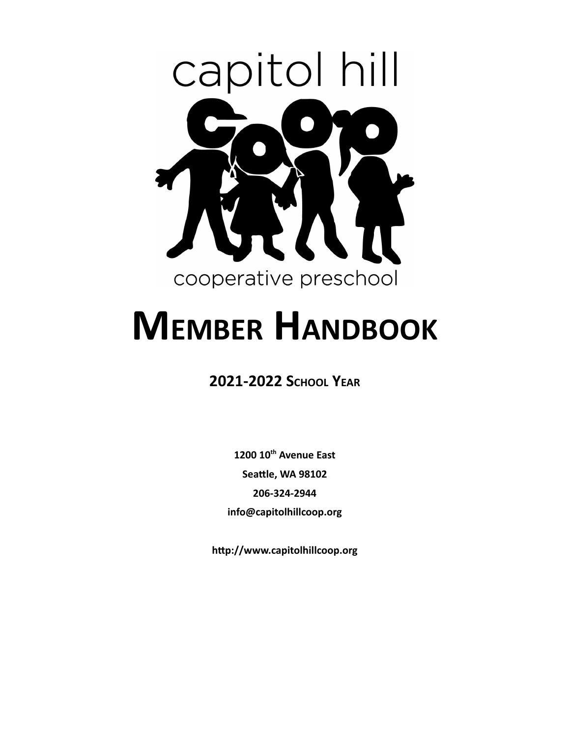capitol hill

cooperative preschool

# MEMBER HANDBOOK

**2021-2022 SCHOOL YEAR**

**1200 10th Avenue East**

**Seattle, WA 98102**

**206-324-2944**

**info@capitolhillcoop.org**

**http://www.capitolhillcoop.org**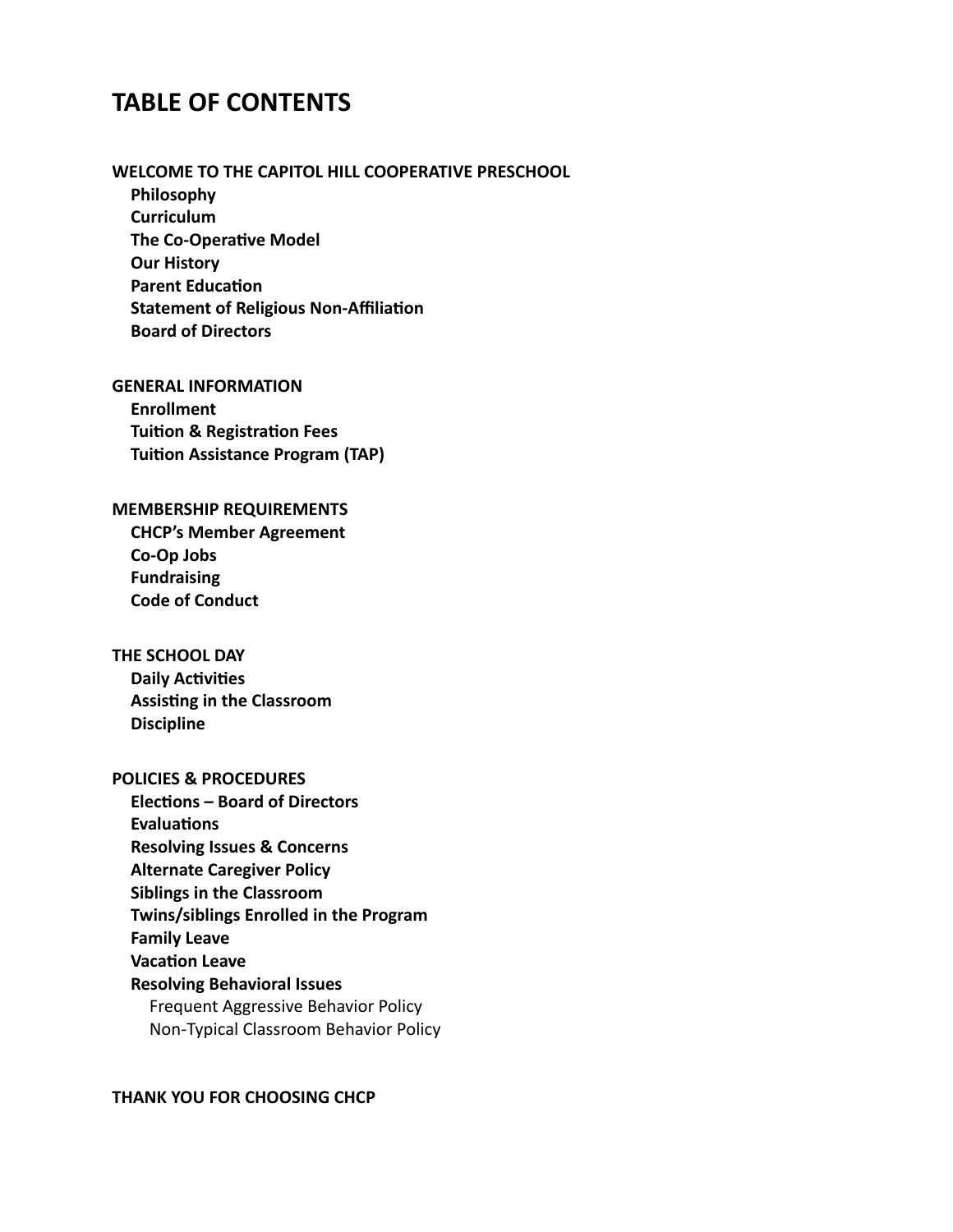# TABLE OF CONTENTS

**WELCOME TO THE CAPITOL HILL COOPERATIVE PRESCHOOL**

- **Philosophy**
- **Curriculum**
- **The Co-Operative Model**
- **Our History**
- **Parent Education**
- **Statement of Religious Non-Affiliation**
- **Board of Directors**

**GENERAL INFORMATION**

- **Enrollment**
- **Tuition & Registration Fees**
- **Tuition Assistance Program (TAP)**

**MEMBERSHIP REQUIREMENTS**

- **CHCP's Member Agreement**
- **Co-Op Jobs**
- **Fundraising**
- **Code of Conduct**

**THE SCHOOL DAY**

- **Daily Activities**
- **Assisting in the Classroom**
- **Discipline**

**POLICIES & PROCEDURES**

- **Elections – Board of Directors**
- **Evaluations**
- **Resolving Issues & Concerns**
- **Alternate Caregiver Policy**
- **Siblings in the Classroom**
- **Twins/siblings Enrolled in the Program**
- **Family Leave**
- **Vacation Leave**
- **Resolving Behavioral Issues**
  - Frequent Aggressive Behavior Policy
  - Non-Typical Classroom Behavior Policy

**THANK YOU FOR CHOOSING CHCP**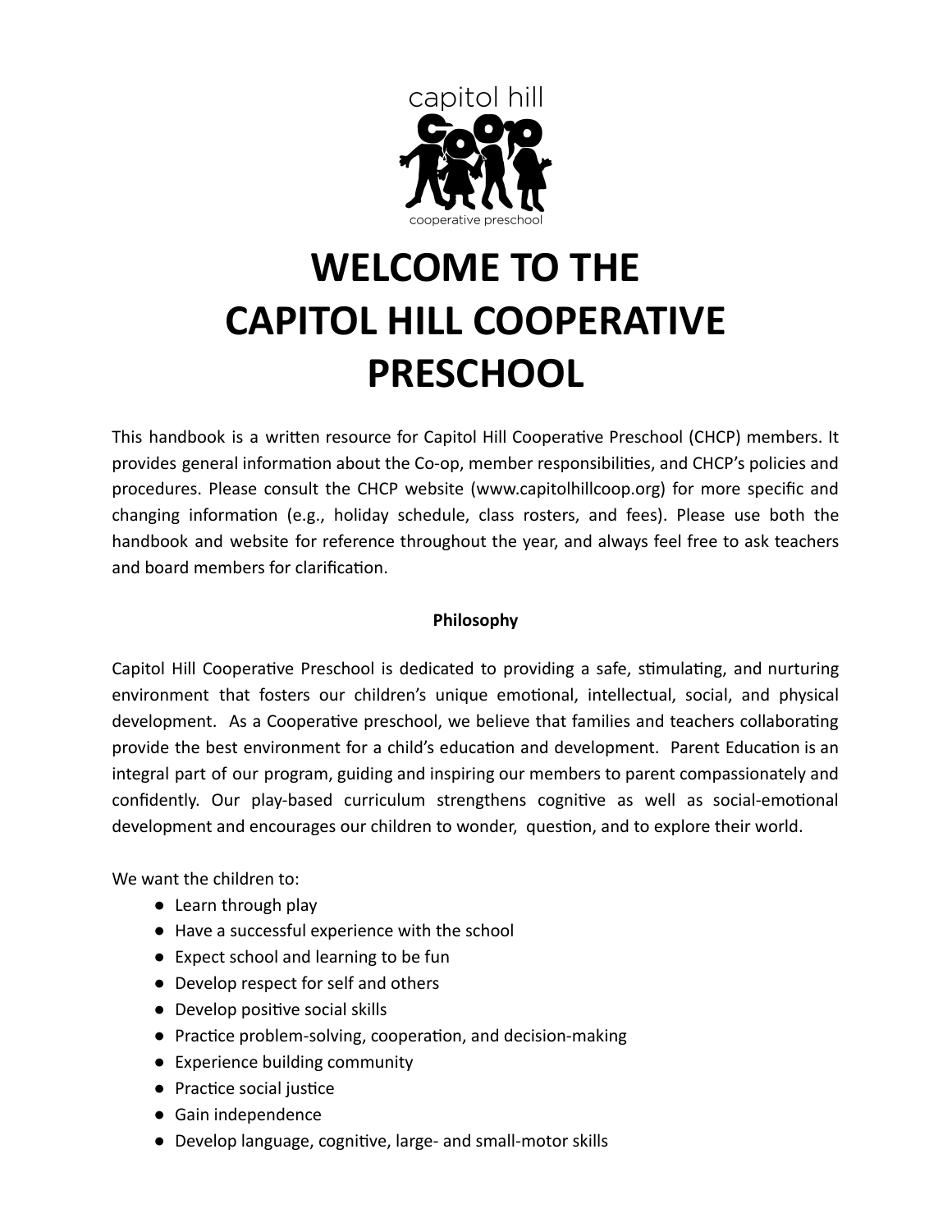# WELCOME TO THE CAPITOL HILL COOPERATIVE PRESCHOOL

This handbook is a written resource for Capitol Hill Cooperative Preschool (CHCP) members. It provides general information about the Co-op, member responsibilities, and CHCP's policies and procedures. Please consult the CHCP website (www.capitolhillcoop.org) for more specific and changing information (e.g., holiday schedule, class rosters, and fees). Please use both the handbook and website for reference throughout the year, and always feel free to ask teachers and board members for clarification.

## Philosophy

Capitol Hill Cooperative Preschool is dedicated to providing a safe, stimulating, and nurturing environment that fosters our children's unique emotional, intellectual, social, and physical development. As a Cooperative preschool, we believe that families and teachers collaborating provide the best environment for a child's education and development. Parent Education is an integral part of our program, guiding and inspiring our members to parent compassionately and confidently. Our play-based curriculum strengthens cognitive as well as social-emotional development and encourages our children to wonder, question, and to explore their world.

We want the children to:

- Learn through play
- Have a successful experience with the school
- Expect school and learning to be fun
- Develop respect for self and others
- Develop positive social skills
- Practice problem-solving, cooperation, and decision-making
- Experience building community
- Practice social justice
- Gain independence
- Develop language, cognitive, large- and small-motor skills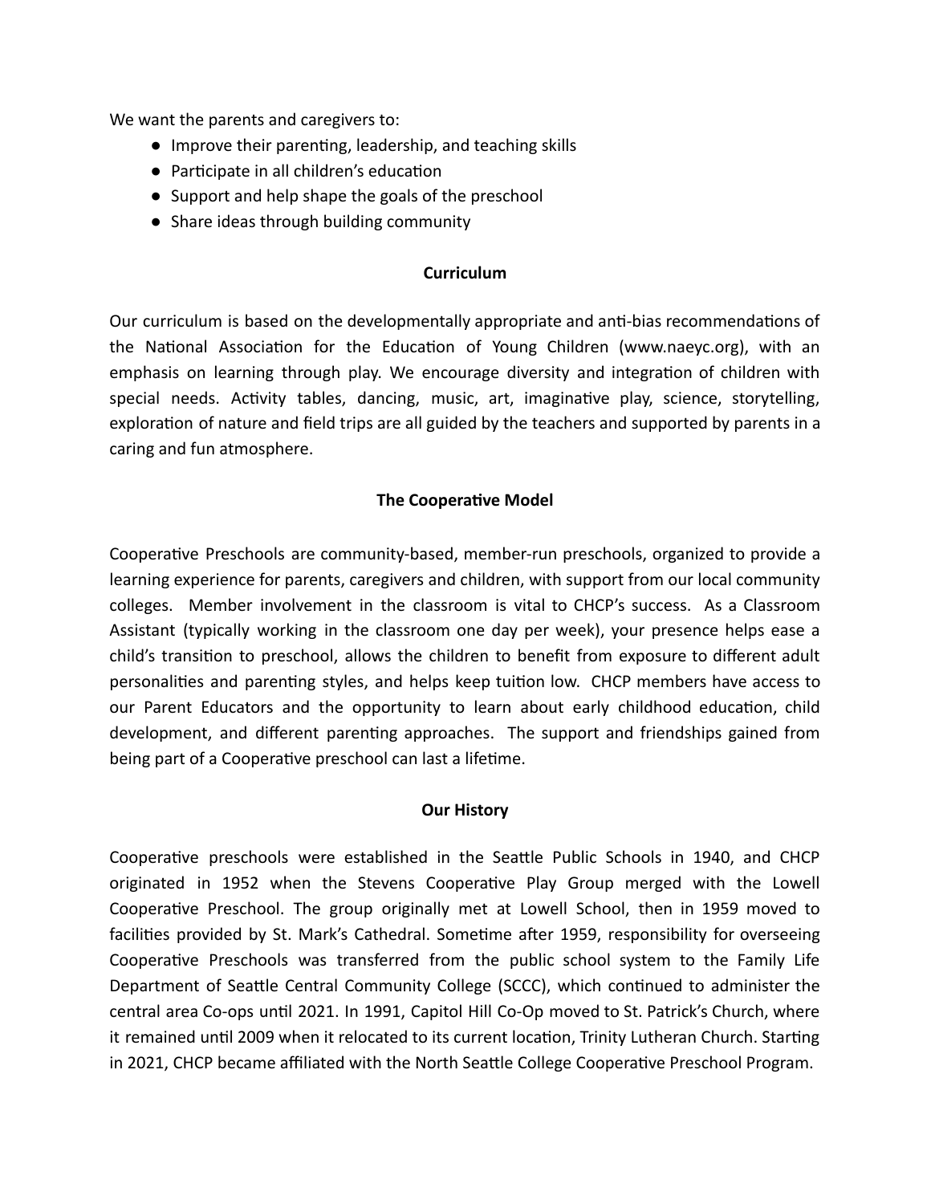We want the parents and caregivers to:

- Improve their parenting, leadership, and teaching skills
- Participate in all children's education
- Support and help shape the goals of the preschool
- Share ideas through building community

## Curriculum

Our curriculum is based on the developmentally appropriate and anti-bias recommendations of the National Association for the Education of Young Children (www.naeyc.org), with an emphasis on learning through play. We encourage diversity and integration of children with special needs. Activity tables, dancing, music, art, imaginative play, science, storytelling, exploration of nature and field trips are all guided by the teachers and supported by parents in a caring and fun atmosphere.

## The Cooperative Model

Cooperative Preschools are community-based, member-run preschools, organized to provide a learning experience for parents, caregivers and children, with support from our local community colleges. Member involvement in the classroom is vital to CHCP's success. As a Classroom Assistant (typically working in the classroom one day per week), your presence helps ease a child's transition to preschool, allows the children to benefit from exposure to different adult personalities and parenting styles, and helps keep tuition low. CHCP members have access to our Parent Educators and the opportunity to learn about early childhood education, child development, and different parenting approaches. The support and friendships gained from being part of a Cooperative preschool can last a lifetime.

## Our History

Cooperative preschools were established in the Seattle Public Schools in 1940, and CHCP originated in 1952 when the Stevens Cooperative Play Group merged with the Lowell Cooperative Preschool. The group originally met at Lowell School, then in 1959 moved to facilities provided by St. Mark's Cathedral. Sometime after 1959, responsibility for overseeing Cooperative Preschools was transferred from the public school system to the Family Life Department of Seattle Central Community College (SCCC), which continued to administer the central area Co-ops until 2021. In 1991, Capitol Hill Co-Op moved to St. Patrick's Church, where it remained until 2009 when it relocated to its current location, Trinity Lutheran Church. Starting in 2021, CHCP became affiliated with the North Seattle College Cooperative Preschool Program.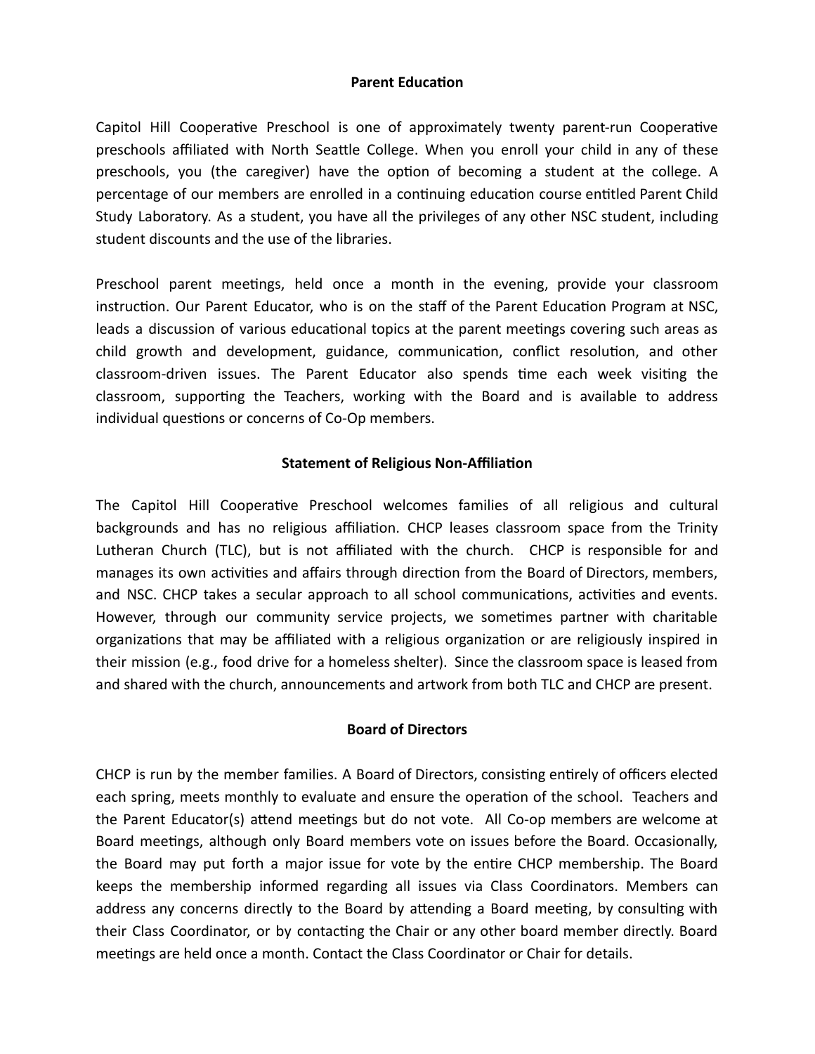## Parent Education

Capitol Hill Cooperative Preschool is one of approximately twenty parent-run Cooperative preschools affiliated with North Seattle College. When you enroll your child in any of these preschools, you (the caregiver) have the option of becoming a student at the college. A percentage of our members are enrolled in a continuing education course entitled Parent Child Study Laboratory. As a student, you have all the privileges of any other NSC student, including student discounts and the use of the libraries.

Preschool parent meetings, held once a month in the evening, provide your classroom instruction. Our Parent Educator, who is on the staff of the Parent Education Program at NSC, leads a discussion of various educational topics at the parent meetings covering such areas as child growth and development, guidance, communication, conflict resolution, and other classroom-driven issues. The Parent Educator also spends time each week visiting the classroom, supporting the Teachers, working with the Board and is available to address individual questions or concerns of Co-Op members.

## Statement of Religious Non-Affiliation

The Capitol Hill Cooperative Preschool welcomes families of all religious and cultural backgrounds and has no religious affiliation. CHCP leases classroom space from the Trinity Lutheran Church (TLC), but is not affiliated with the church. CHCP is responsible for and manages its own activities and affairs through direction from the Board of Directors, members, and NSC. CHCP takes a secular approach to all school communications, activities and events. However, through our community service projects, we sometimes partner with charitable organizations that may be affiliated with a religious organization or are religiously inspired in their mission (e.g., food drive for a homeless shelter). Since the classroom space is leased from and shared with the church, announcements and artwork from both TLC and CHCP are present.

## Board of Directors

CHCP is run by the member families. A Board of Directors, consisting entirely of officers elected each spring, meets monthly to evaluate and ensure the operation of the school. Teachers and the Parent Educator(s) attend meetings but do not vote. All Co-op members are welcome at Board meetings, although only Board members vote on issues before the Board. Occasionally, the Board may put forth a major issue for vote by the entire CHCP membership. The Board keeps the membership informed regarding all issues via Class Coordinators. Members can address any concerns directly to the Board by attending a Board meeting, by consulting with their Class Coordinator, or by contacting the Chair or any other board member directly. Board meetings are held once a month. Contact the Class Coordinator or Chair for details.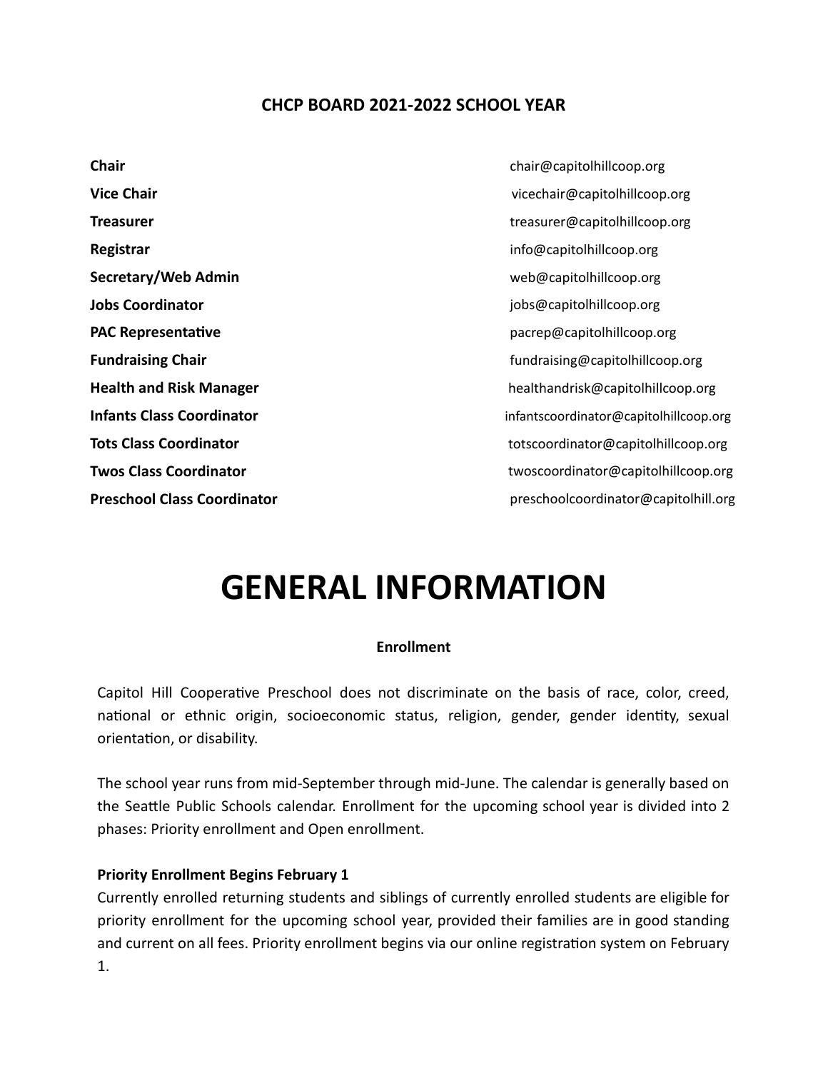## CHCP BOARD 2021-2022 SCHOOL YEAR

| | |
|---|---|
| **Chair** | chair@capitolhillcoop.org |
| **Vice Chair** | vicechair@capitolhillcoop.org |
| **Treasurer** | treasurer@capitolhillcoop.org |
| **Registrar** | info@capitolhillcoop.org |
| **Secretary/Web Admin** | web@capitolhillcoop.org |
| **Jobs Coordinator** | jobs@capitolhillcoop.org |
| **PAC Representative** | pacrep@capitolhillcoop.org |
| **Fundraising Chair** | fundraising@capitolhillcoop.org |
| **Health and Risk Manager** | healthandrisk@capitolhillcoop.org |
| **Infants Class Coordinator** | infantscoordinator@capitolhillcoop.org |
| **Tots Class Coordinator** | totscoordinator@capitolhillcoop.org |
| **Twos Class Coordinator** | twoscoordinator@capitolhillcoop.org |
| **Preschool Class Coordinator** | preschoolcoordinator@capitolhill.org |

# GENERAL INFORMATION

### Enrollment

Capitol Hill Cooperative Preschool does not discriminate on the basis of race, color, creed, national or ethnic origin, socioeconomic status, religion, gender, gender identity, sexual orientation, or disability.

The school year runs from mid-September through mid-June. The calendar is generally based on the Seattle Public Schools calendar. Enrollment for the upcoming school year is divided into 2 phases: Priority enrollment and Open enrollment.

**Priority Enrollment Begins February 1**

Currently enrolled returning students and siblings of currently enrolled students are eligible for priority enrollment for the upcoming school year, provided their families are in good standing and current on all fees. Priority enrollment begins via our online registration system on February 1.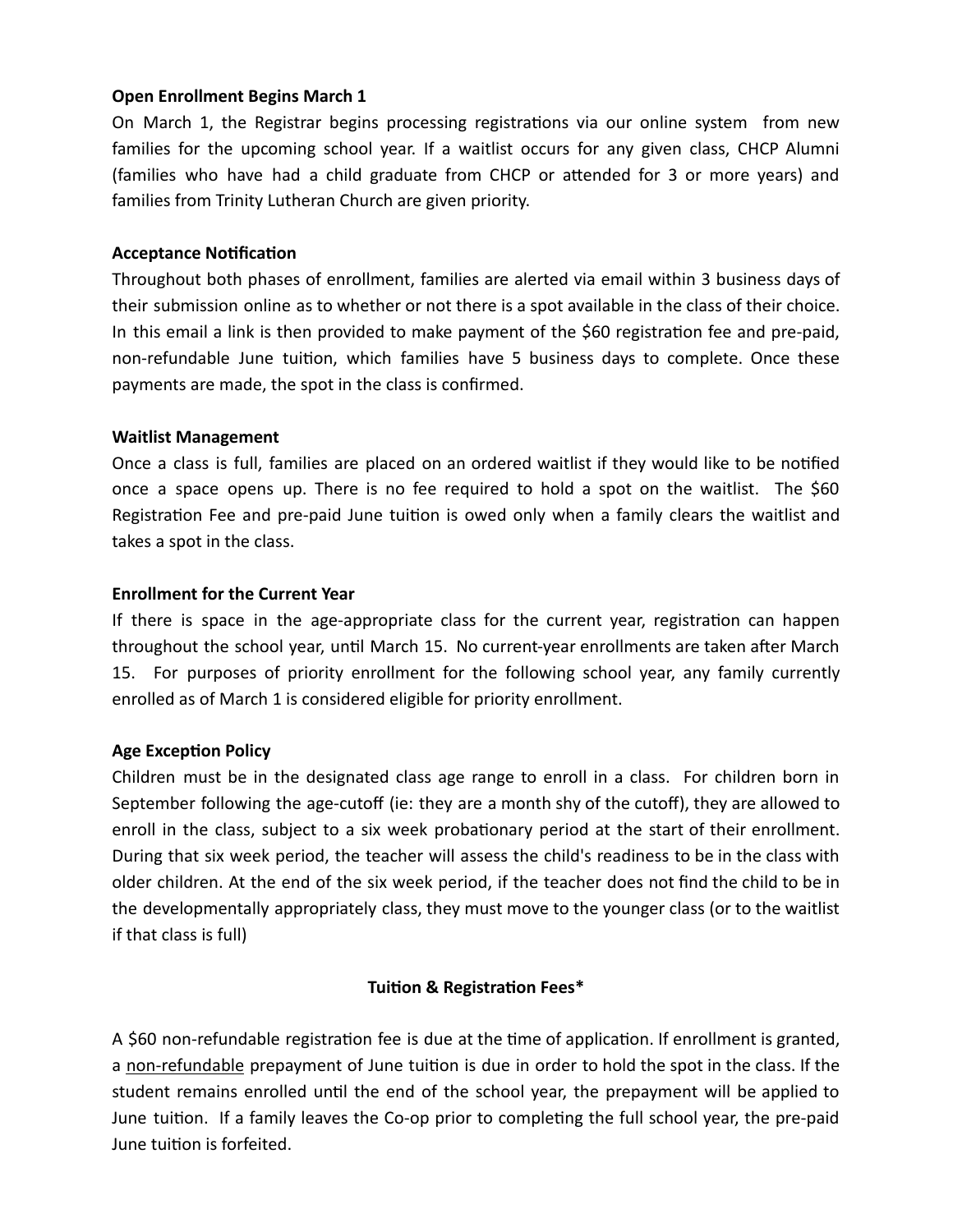**Open Enrollment Begins March 1**

On March 1, the Registrar begins processing registrations via our online system from new families for the upcoming school year. If a waitlist occurs for any given class, CHCP Alumni (families who have had a child graduate from CHCP or attended for 3 or more years) and families from Trinity Lutheran Church are given priority.

**Acceptance Notification**

Throughout both phases of enrollment, families are alerted via email within 3 business days of their submission online as to whether or not there is a spot available in the class of their choice. In this email a link is then provided to make payment of the $60 registration fee and pre-paid, non-refundable June tuition, which families have 5 business days to complete. Once these payments are made, the spot in the class is confirmed.

**Waitlist Management**

Once a class is full, families are placed on an ordered waitlist if they would like to be notified once a space opens up. There is no fee required to hold a spot on the waitlist. The $60 Registration Fee and pre-paid June tuition is owed only when a family clears the waitlist and takes a spot in the class.

**Enrollment for the Current Year**

If there is space in the age-appropriate class for the current year, registration can happen throughout the school year, until March 15. No current-year enrollments are taken after March 15. For purposes of priority enrollment for the following school year, any family currently enrolled as of March 1 is considered eligible for priority enrollment.

**Age Exception Policy**

Children must be in the designated class age range to enroll in a class. For children born in September following the age-cutoff (ie: they are a month shy of the cutoff), they are allowed to enroll in the class, subject to a six week probationary period at the start of their enrollment. During that six week period, the teacher will assess the child's readiness to be in the class with older children. At the end of the six week period, if the teacher does not find the child to be in the developmentally appropriately class, they must move to the younger class (or to the waitlist if that class is full)

**Tuition & Registration Fees***

A $60 non-refundable registration fee is due at the time of application. If enrollment is granted, a <u>non-refundable</u> prepayment of June tuition is due in order to hold the spot in the class. If the student remains enrolled until the end of the school year, the prepayment will be applied to June tuition. If a family leaves the Co-op prior to completing the full school year, the pre-paid June tuition is forfeited.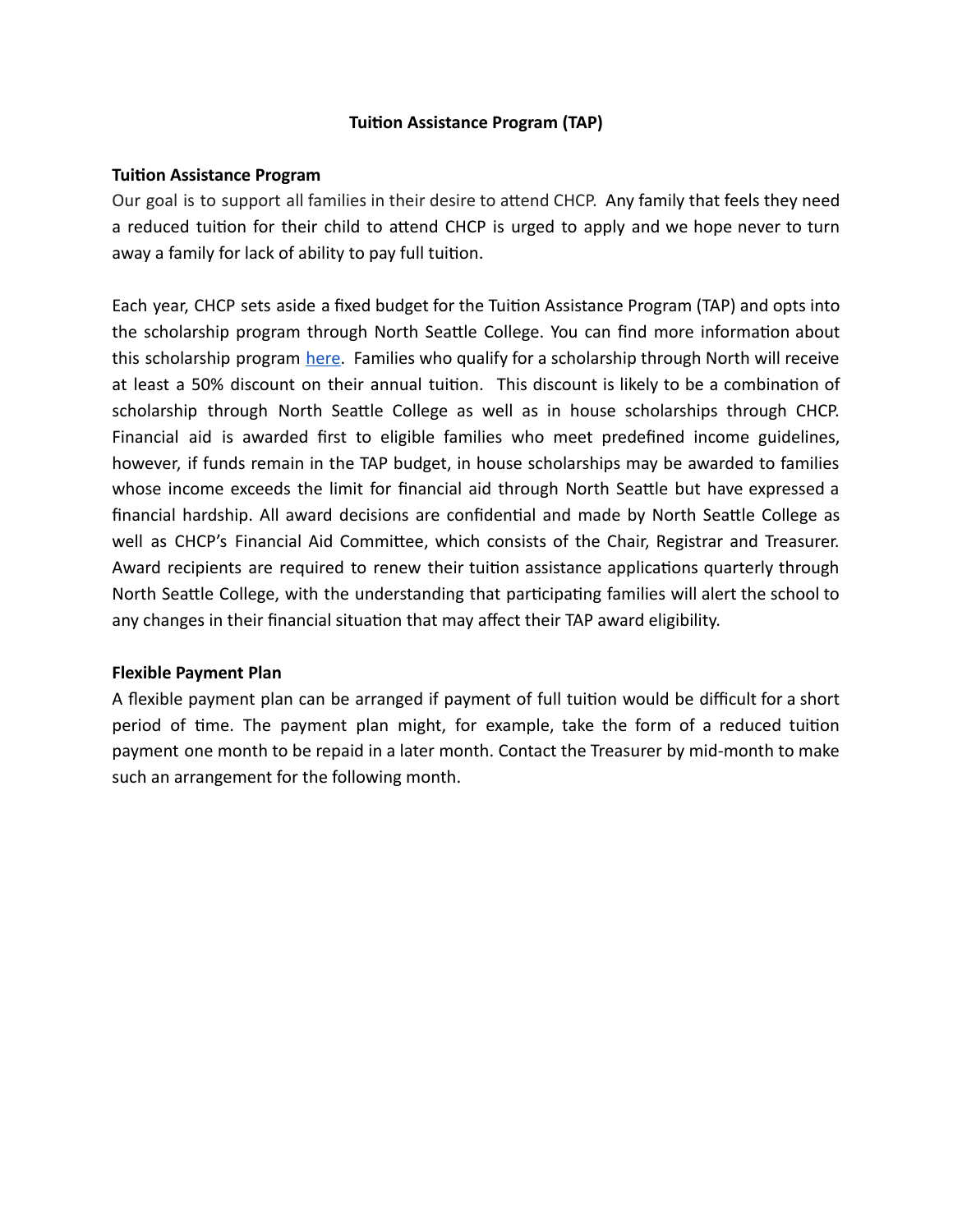## Tuition Assistance Program (TAP)

### Tuition Assistance Program

Our goal is to support all families in their desire to attend CHCP. Any family that feels they need a reduced tuition for their child to attend CHCP is urged to apply and we hope never to turn away a family for lack of ability to pay full tuition.

Each year, CHCP sets aside a fixed budget for the Tuition Assistance Program (TAP) and opts into the scholarship program through North Seattle College. You can find more information about this scholarship program here. Families who qualify for a scholarship through North will receive at least a 50% discount on their annual tuition. This discount is likely to be a combination of scholarship through North Seattle College as well as in house scholarships through CHCP. Financial aid is awarded first to eligible families who meet predefined income guidelines, however, if funds remain in the TAP budget, in house scholarships may be awarded to families whose income exceeds the limit for financial aid through North Seattle but have expressed a financial hardship. All award decisions are confidential and made by North Seattle College as well as CHCP's Financial Aid Committee, which consists of the Chair, Registrar and Treasurer. Award recipients are required to renew their tuition assistance applications quarterly through North Seattle College, with the understanding that participating families will alert the school to any changes in their financial situation that may affect their TAP award eligibility.

### Flexible Payment Plan

A flexible payment plan can be arranged if payment of full tuition would be difficult for a short period of time. The payment plan might, for example, take the form of a reduced tuition payment one month to be repaid in a later month. Contact the Treasurer by mid-month to make such an arrangement for the following month.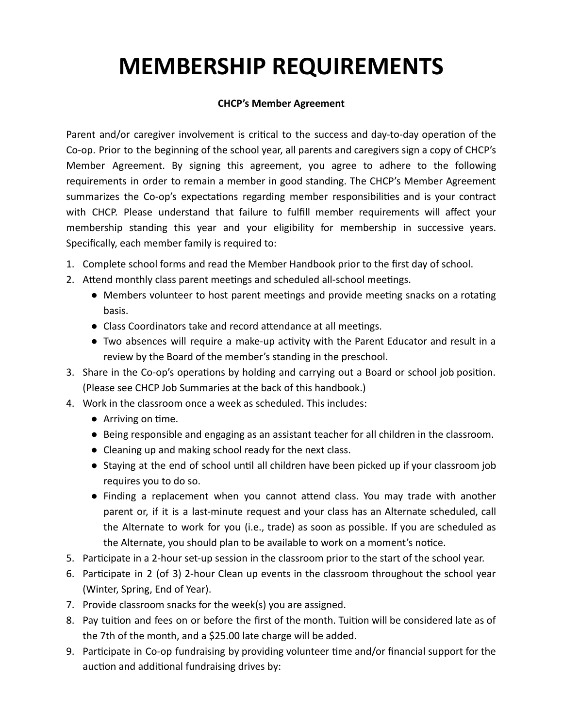# MEMBERSHIP REQUIREMENTS

**CHCP's Member Agreement**

Parent and/or caregiver involvement is critical to the success and day-to-day operation of the Co-op. Prior to the beginning of the school year, all parents and caregivers sign a copy of CHCP's Member Agreement. By signing this agreement, you agree to adhere to the following requirements in order to remain a member in good standing. The CHCP's Member Agreement summarizes the Co-op's expectations regarding member responsibilities and is your contract with CHCP. Please understand that failure to fulfill member requirements will affect your membership standing this year and your eligibility for membership in successive years. Specifically, each member family is required to:

1. Complete school forms and read the Member Handbook prior to the first day of school.
2. Attend monthly class parent meetings and scheduled all-school meetings.
   - Members volunteer to host parent meetings and provide meeting snacks on a rotating basis.
   - Class Coordinators take and record attendance at all meetings.
   - Two absences will require a make-up activity with the Parent Educator and result in a review by the Board of the member's standing in the preschool.
3. Share in the Co-op's operations by holding and carrying out a Board or school job position. (Please see CHCP Job Summaries at the back of this handbook.)
4. Work in the classroom once a week as scheduled. This includes:
   - Arriving on time.
   - Being responsible and engaging as an assistant teacher for all children in the classroom.
   - Cleaning up and making school ready for the next class.
   - Staying at the end of school until all children have been picked up if your classroom job requires you to do so.
   - Finding a replacement when you cannot attend class. You may trade with another parent or, if it is a last-minute request and your class has an Alternate scheduled, call the Alternate to work for you (i.e., trade) as soon as possible. If you are scheduled as the Alternate, you should plan to be available to work on a moment's notice.
5. Participate in a 2-hour set-up session in the classroom prior to the start of the school year.
6. Participate in 2 (of 3) 2-hour Clean up events in the classroom throughout the school year (Winter, Spring, End of Year).
7. Provide classroom snacks for the week(s) you are assigned.
8. Pay tuition and fees on or before the first of the month. Tuition will be considered late as of the 7th of the month, and a $25.00 late charge will be added.
9. Participate in Co-op fundraising by providing volunteer time and/or financial support for the auction and additional fundraising drives by: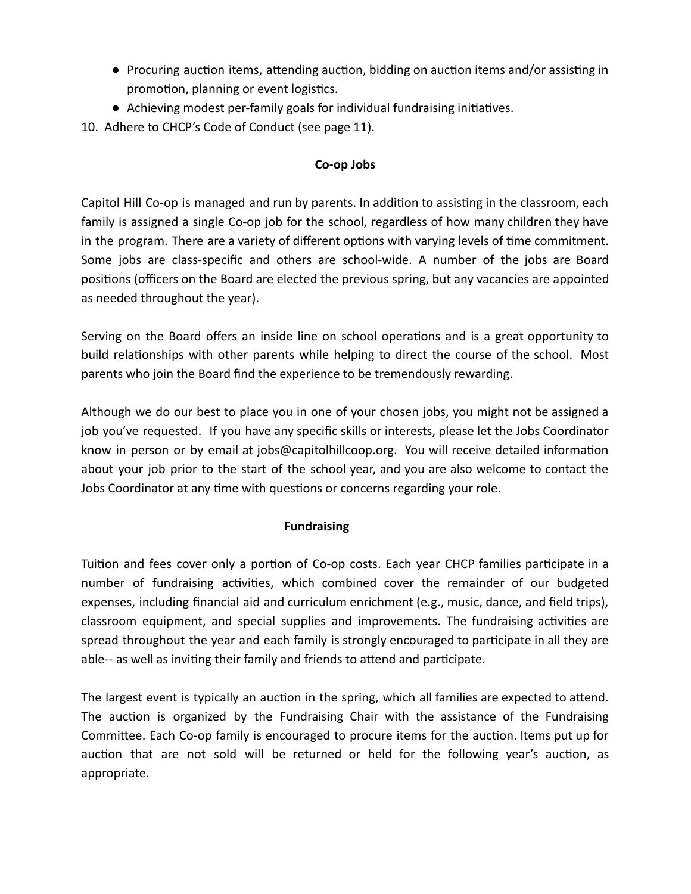- Procuring auction items, attending auction, bidding on auction items and/or assisting in promotion, planning or event logistics.
- Achieving modest per-family goals for individual fundraising initiatives.

10. Adhere to CHCP's Code of Conduct (see page 11).

## Co-op Jobs

Capitol Hill Co-op is managed and run by parents. In addition to assisting in the classroom, each family is assigned a single Co-op job for the school, regardless of how many children they have in the program. There are a variety of different options with varying levels of time commitment. Some jobs are class-specific and others are school-wide. A number of the jobs are Board positions (officers on the Board are elected the previous spring, but any vacancies are appointed as needed throughout the year).

Serving on the Board offers an inside line on school operations and is a great opportunity to build relationships with other parents while helping to direct the course of the school. Most parents who join the Board find the experience to be tremendously rewarding.

Although we do our best to place you in one of your chosen jobs, you might not be assigned a job you've requested. If you have any specific skills or interests, please let the Jobs Coordinator know in person or by email at jobs@capitolhillcoop.org. You will receive detailed information about your job prior to the start of the school year, and you are also welcome to contact the Jobs Coordinator at any time with questions or concerns regarding your role.

## Fundraising

Tuition and fees cover only a portion of Co-op costs. Each year CHCP families participate in a number of fundraising activities, which combined cover the remainder of our budgeted expenses, including financial aid and curriculum enrichment (e.g., music, dance, and field trips), classroom equipment, and special supplies and improvements. The fundraising activities are spread throughout the year and each family is strongly encouraged to participate in all they are able-- as well as inviting their family and friends to attend and participate.

The largest event is typically an auction in the spring, which all families are expected to attend. The auction is organized by the Fundraising Chair with the assistance of the Fundraising Committee. Each Co-op family is encouraged to procure items for the auction. Items put up for auction that are not sold will be returned or held for the following year's auction, as appropriate.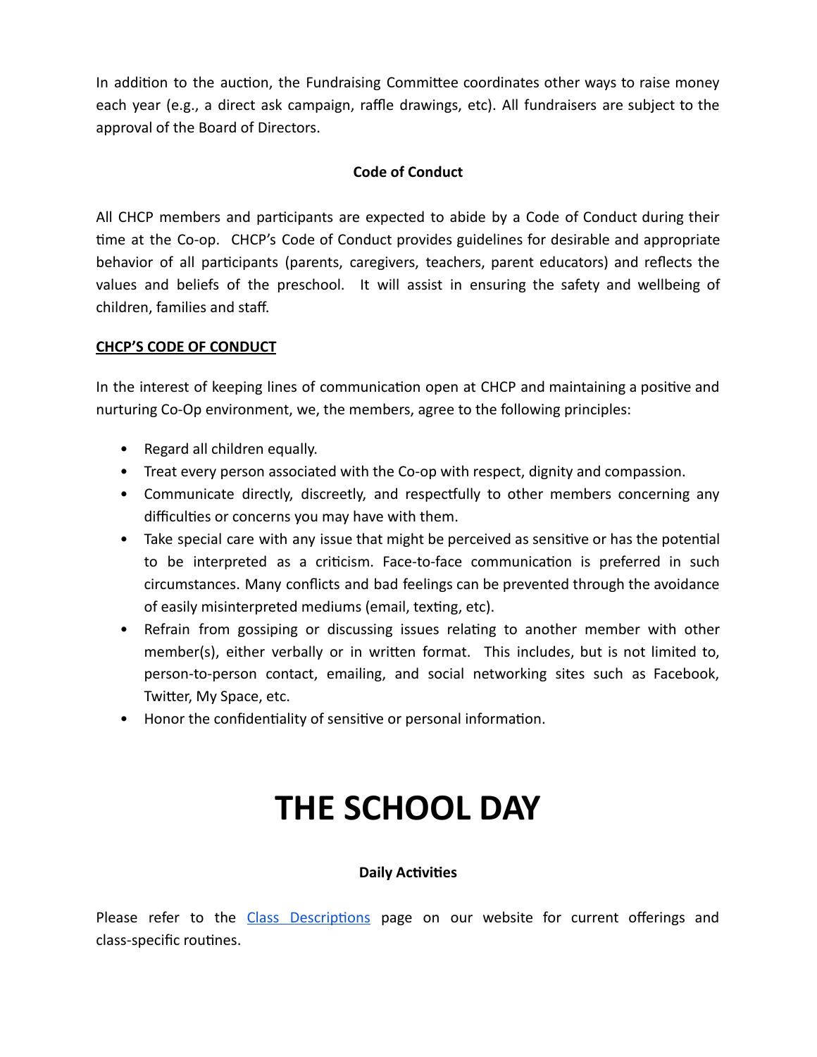In addition to the auction, the Fundraising Committee coordinates other ways to raise money each year (e.g., a direct ask campaign, raffle drawings, etc). All fundraisers are subject to the approval of the Board of Directors.

### Code of Conduct

All CHCP members and participants are expected to abide by a Code of Conduct during their time at the Co-op. CHCP's Code of Conduct provides guidelines for desirable and appropriate behavior of all participants (parents, caregivers, teachers, parent educators) and reflects the values and beliefs of the preschool. It will assist in ensuring the safety and wellbeing of children, families and staff.

**CHCP'S CODE OF CONDUCT**

In the interest of keeping lines of communication open at CHCP and maintaining a positive and nurturing Co-Op environment, we, the members, agree to the following principles:

- Regard all children equally.
- Treat every person associated with the Co-op with respect, dignity and compassion.
- Communicate directly, discreetly, and respectfully to other members concerning any difficulties or concerns you may have with them.
- Take special care with any issue that might be perceived as sensitive or has the potential to be interpreted as a criticism. Face-to-face communication is preferred in such circumstances. Many conflicts and bad feelings can be prevented through the avoidance of easily misinterpreted mediums (email, texting, etc).
- Refrain from gossiping or discussing issues relating to another member with other member(s), either verbally or in written format. This includes, but is not limited to, person-to-person contact, emailing, and social networking sites such as Facebook, Twitter, My Space, etc.
- Honor the confidentiality of sensitive or personal information.

# THE SCHOOL DAY

### Daily Activities

Please refer to the Class Descriptions page on our website for current offerings and class-specific routines.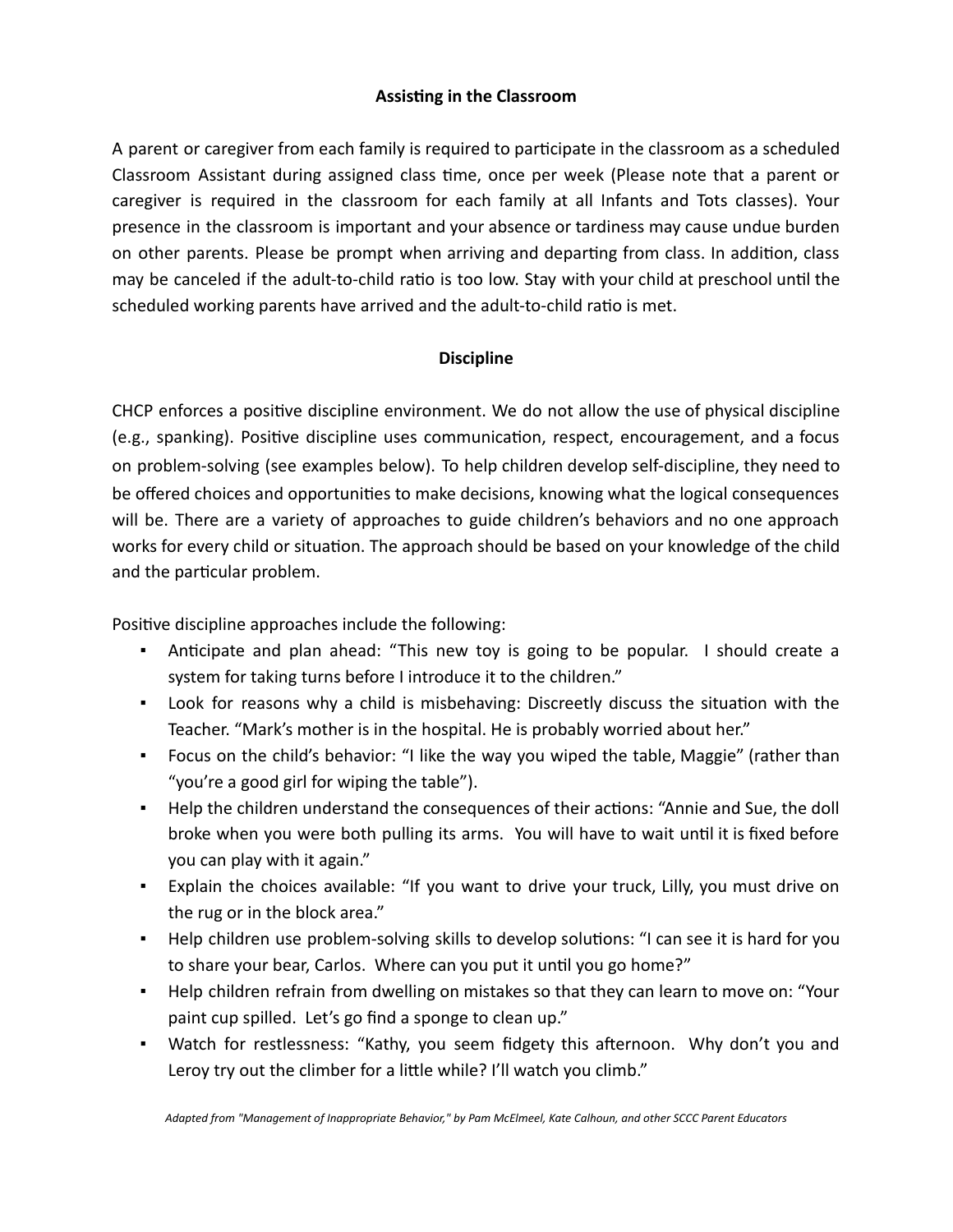## Assisting in the Classroom

A parent or caregiver from each family is required to participate in the classroom as a scheduled Classroom Assistant during assigned class time, once per week (Please note that a parent or caregiver is required in the classroom for each family at all Infants and Tots classes). Your presence in the classroom is important and your absence or tardiness may cause undue burden on other parents. Please be prompt when arriving and departing from class. In addition, class may be canceled if the adult-to-child ratio is too low. Stay with your child at preschool until the scheduled working parents have arrived and the adult-to-child ratio is met.

## Discipline

CHCP enforces a positive discipline environment. We do not allow the use of physical discipline (e.g., spanking). Positive discipline uses communication, respect, encouragement, and a focus on problem-solving (see examples below). To help children develop self-discipline, they need to be offered choices and opportunities to make decisions, knowing what the logical consequences will be. There are a variety of approaches to guide children's behaviors and no one approach works for every child or situation. The approach should be based on your knowledge of the child and the particular problem.

Positive discipline approaches include the following:

- Anticipate and plan ahead: "This new toy is going to be popular. I should create a system for taking turns before I introduce it to the children."
- Look for reasons why a child is misbehaving: Discreetly discuss the situation with the Teacher. "Mark's mother is in the hospital. He is probably worried about her."
- Focus on the child's behavior: "I like the way you wiped the table, Maggie" (rather than "you're a good girl for wiping the table").
- Help the children understand the consequences of their actions: "Annie and Sue, the doll broke when you were both pulling its arms. You will have to wait until it is fixed before you can play with it again."
- Explain the choices available: "If you want to drive your truck, Lilly, you must drive on the rug or in the block area."
- Help children use problem-solving skills to develop solutions: "I can see it is hard for you to share your bear, Carlos. Where can you put it until you go home?"
- Help children refrain from dwelling on mistakes so that they can learn to move on: "Your paint cup spilled. Let's go find a sponge to clean up."
- Watch for restlessness: "Kathy, you seem fidgety this afternoon. Why don't you and Leroy try out the climber for a little while? I'll watch you climb."

*Adapted from "Management of Inappropriate Behavior," by Pam McElmeel, Kate Calhoun, and other SCCC Parent Educators*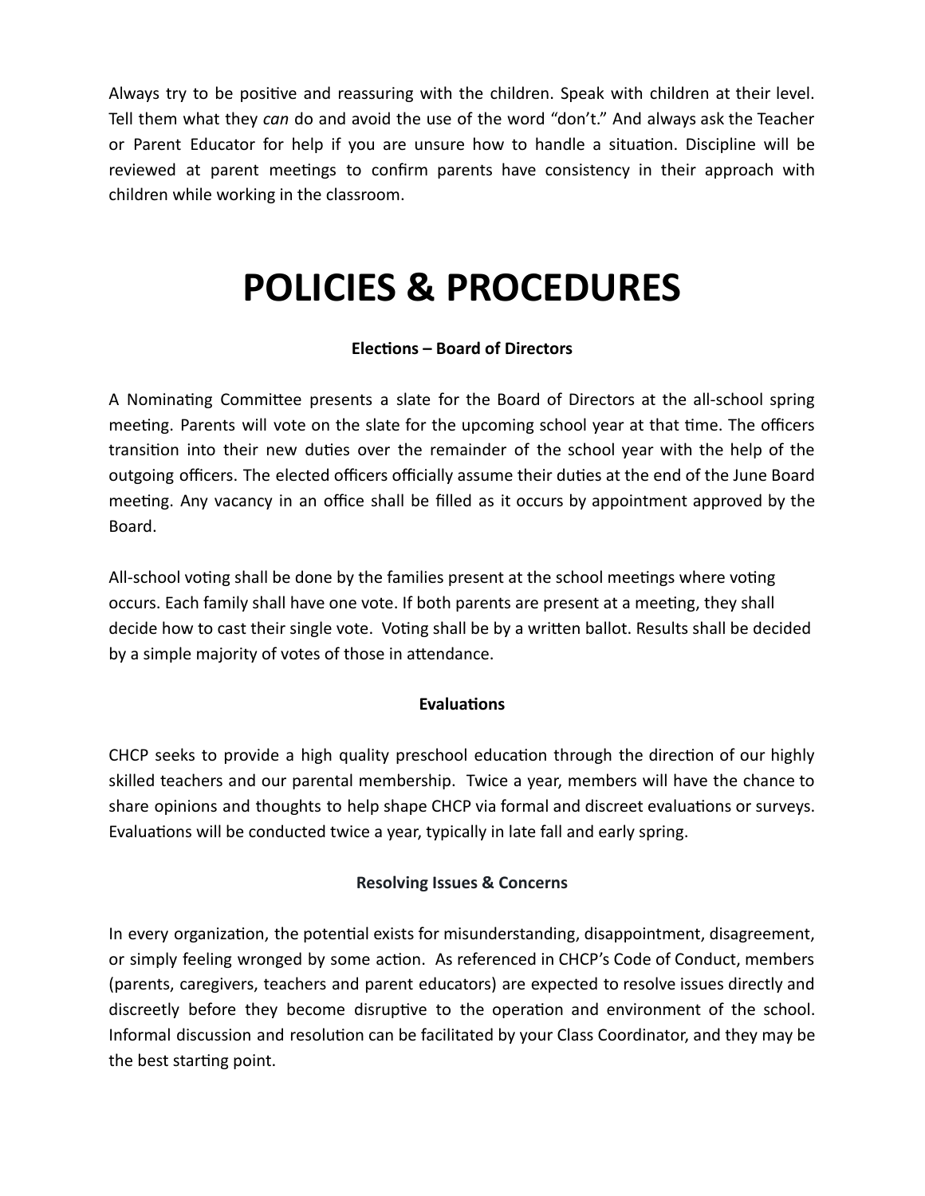Always try to be positive and reassuring with the children. Speak with children at their level. Tell them what they *can* do and avoid the use of the word "don't." And always ask the Teacher or Parent Educator for help if you are unsure how to handle a situation. Discipline will be reviewed at parent meetings to confirm parents have consistency in their approach with children while working in the classroom.

# POLICIES & PROCEDURES

### Elections – Board of Directors

A Nominating Committee presents a slate for the Board of Directors at the all-school spring meeting. Parents will vote on the slate for the upcoming school year at that time. The officers transition into their new duties over the remainder of the school year with the help of the outgoing officers. The elected officers officially assume their duties at the end of the June Board meeting. Any vacancy in an office shall be filled as it occurs by appointment approved by the Board.

All-school voting shall be done by the families present at the school meetings where voting occurs. Each family shall have one vote. If both parents are present at a meeting, they shall decide how to cast their single vote. Voting shall be by a written ballot. Results shall be decided by a simple majority of votes of those in attendance.

### Evaluations

CHCP seeks to provide a high quality preschool education through the direction of our highly skilled teachers and our parental membership. Twice a year, members will have the chance to share opinions and thoughts to help shape CHCP via formal and discreet evaluations or surveys. Evaluations will be conducted twice a year, typically in late fall and early spring.

### Resolving Issues & Concerns

In every organization, the potential exists for misunderstanding, disappointment, disagreement, or simply feeling wronged by some action. As referenced in CHCP's Code of Conduct, members (parents, caregivers, teachers and parent educators) are expected to resolve issues directly and discreetly before they become disruptive to the operation and environment of the school. Informal discussion and resolution can be facilitated by your Class Coordinator, and they may be the best starting point.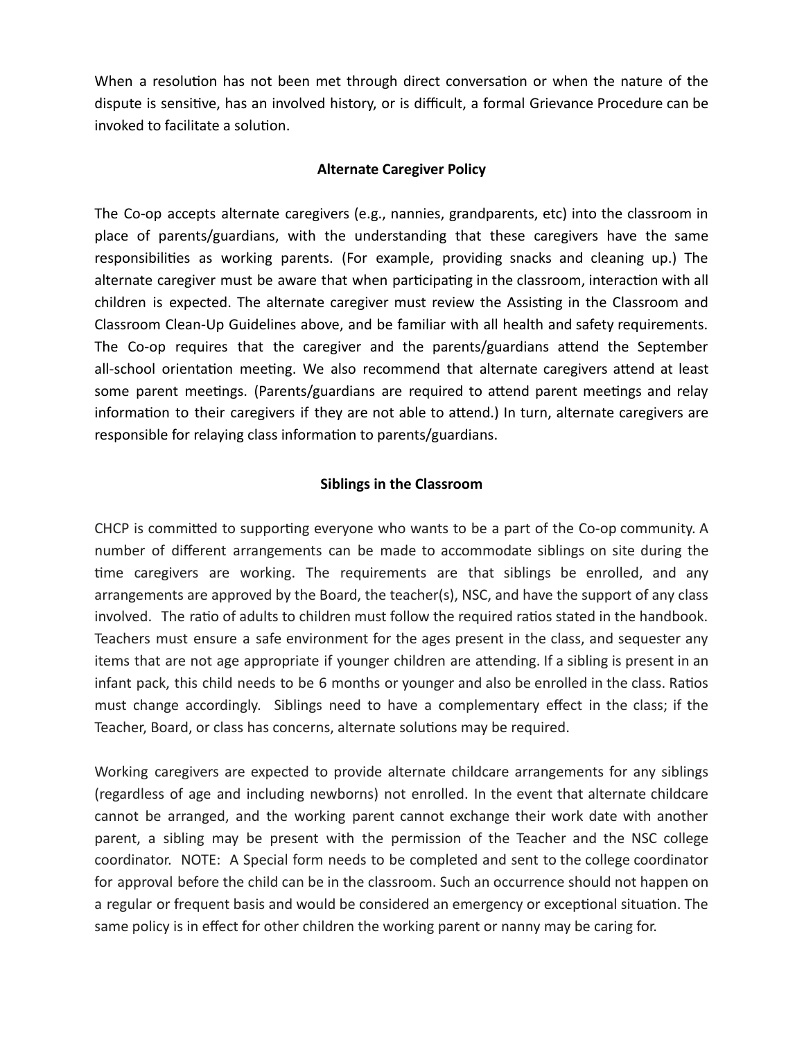When a resolution has not been met through direct conversation or when the nature of the dispute is sensitive, has an involved history, or is difficult, a formal Grievance Procedure can be invoked to facilitate a solution.

## Alternate Caregiver Policy

The Co-op accepts alternate caregivers (e.g., nannies, grandparents, etc) into the classroom in place of parents/guardians, with the understanding that these caregivers have the same responsibilities as working parents. (For example, providing snacks and cleaning up.) The alternate caregiver must be aware that when participating in the classroom, interaction with all children is expected. The alternate caregiver must review the Assisting in the Classroom and Classroom Clean-Up Guidelines above, and be familiar with all health and safety requirements. The Co-op requires that the caregiver and the parents/guardians attend the September all-school orientation meeting. We also recommend that alternate caregivers attend at least some parent meetings. (Parents/guardians are required to attend parent meetings and relay information to their caregivers if they are not able to attend.) In turn, alternate caregivers are responsible for relaying class information to parents/guardians.

## Siblings in the Classroom

CHCP is committed to supporting everyone who wants to be a part of the Co-op community. A number of different arrangements can be made to accommodate siblings on site during the time caregivers are working. The requirements are that siblings be enrolled, and any arrangements are approved by the Board, the teacher(s), NSC, and have the support of any class involved. The ratio of adults to children must follow the required ratios stated in the handbook. Teachers must ensure a safe environment for the ages present in the class, and sequester any items that are not age appropriate if younger children are attending. If a sibling is present in an infant pack, this child needs to be 6 months or younger and also be enrolled in the class. Ratios must change accordingly. Siblings need to have a complementary effect in the class; if the Teacher, Board, or class has concerns, alternate solutions may be required.

Working caregivers are expected to provide alternate childcare arrangements for any siblings (regardless of age and including newborns) not enrolled. In the event that alternate childcare cannot be arranged, and the working parent cannot exchange their work date with another parent, a sibling may be present with the permission of the Teacher and the NSC college coordinator. NOTE: A Special form needs to be completed and sent to the college coordinator for approval before the child can be in the classroom. Such an occurrence should not happen on a regular or frequent basis and would be considered an emergency or exceptional situation. The same policy is in effect for other children the working parent or nanny may be caring for.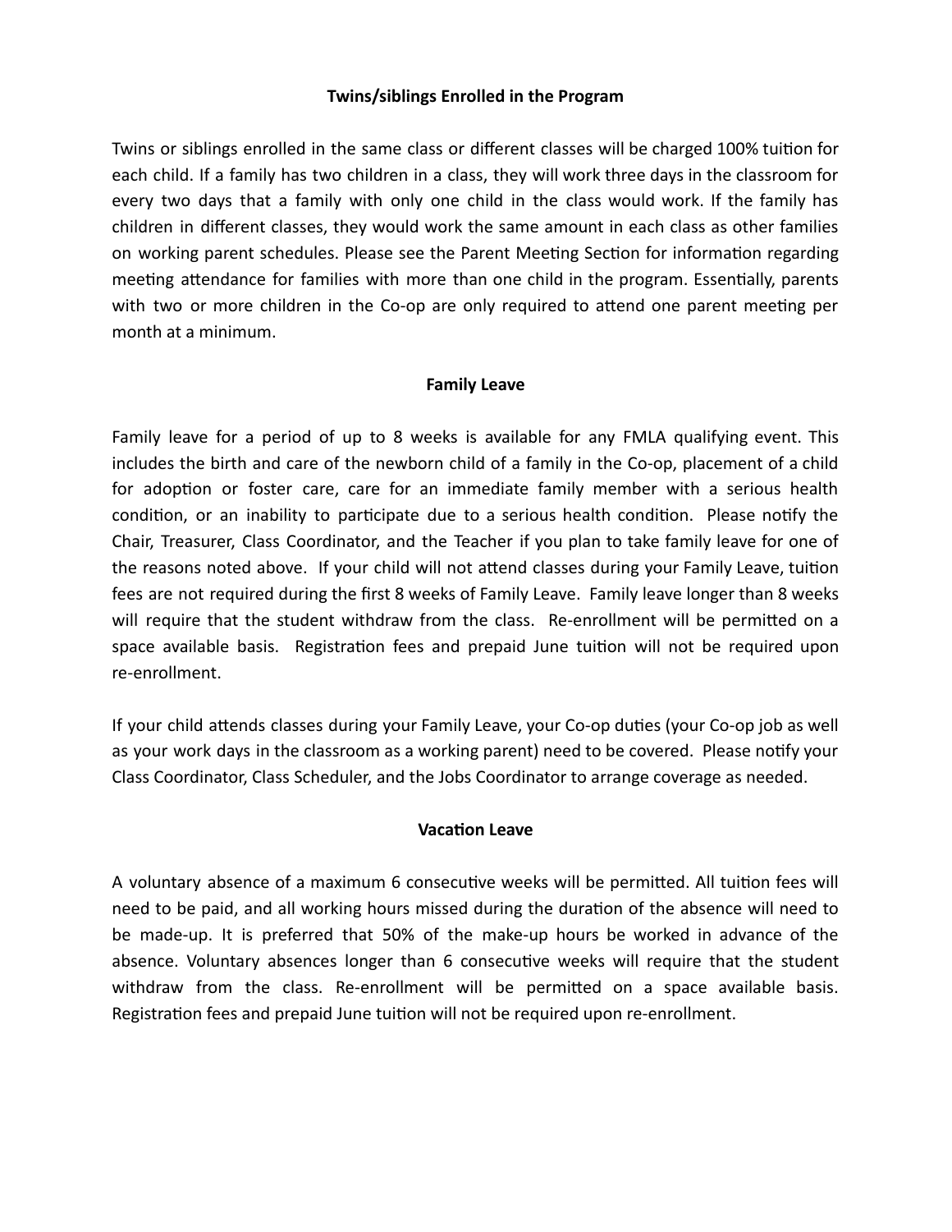## Twins/siblings Enrolled in the Program

Twins or siblings enrolled in the same class or different classes will be charged 100% tuition for each child. If a family has two children in a class, they will work three days in the classroom for every two days that a family with only one child in the class would work. If the family has children in different classes, they would work the same amount in each class as other families on working parent schedules. Please see the Parent Meeting Section for information regarding meeting attendance for families with more than one child in the program. Essentially, parents with two or more children in the Co-op are only required to attend one parent meeting per month at a minimum.

## Family Leave

Family leave for a period of up to 8 weeks is available for any FMLA qualifying event. This includes the birth and care of the newborn child of a family in the Co-op, placement of a child for adoption or foster care, care for an immediate family member with a serious health condition, or an inability to participate due to a serious health condition. Please notify the Chair, Treasurer, Class Coordinator, and the Teacher if you plan to take family leave for one of the reasons noted above. If your child will not attend classes during your Family Leave, tuition fees are not required during the first 8 weeks of Family Leave. Family leave longer than 8 weeks will require that the student withdraw from the class. Re-enrollment will be permitted on a space available basis. Registration fees and prepaid June tuition will not be required upon re-enrollment.

If your child attends classes during your Family Leave, your Co-op duties (your Co-op job as well as your work days in the classroom as a working parent) need to be covered. Please notify your Class Coordinator, Class Scheduler, and the Jobs Coordinator to arrange coverage as needed.

## Vacation Leave

A voluntary absence of a maximum 6 consecutive weeks will be permitted. All tuition fees will need to be paid, and all working hours missed during the duration of the absence will need to be made-up. It is preferred that 50% of the make-up hours be worked in advance of the absence. Voluntary absences longer than 6 consecutive weeks will require that the student withdraw from the class. Re-enrollment will be permitted on a space available basis. Registration fees and prepaid June tuition will not be required upon re-enrollment.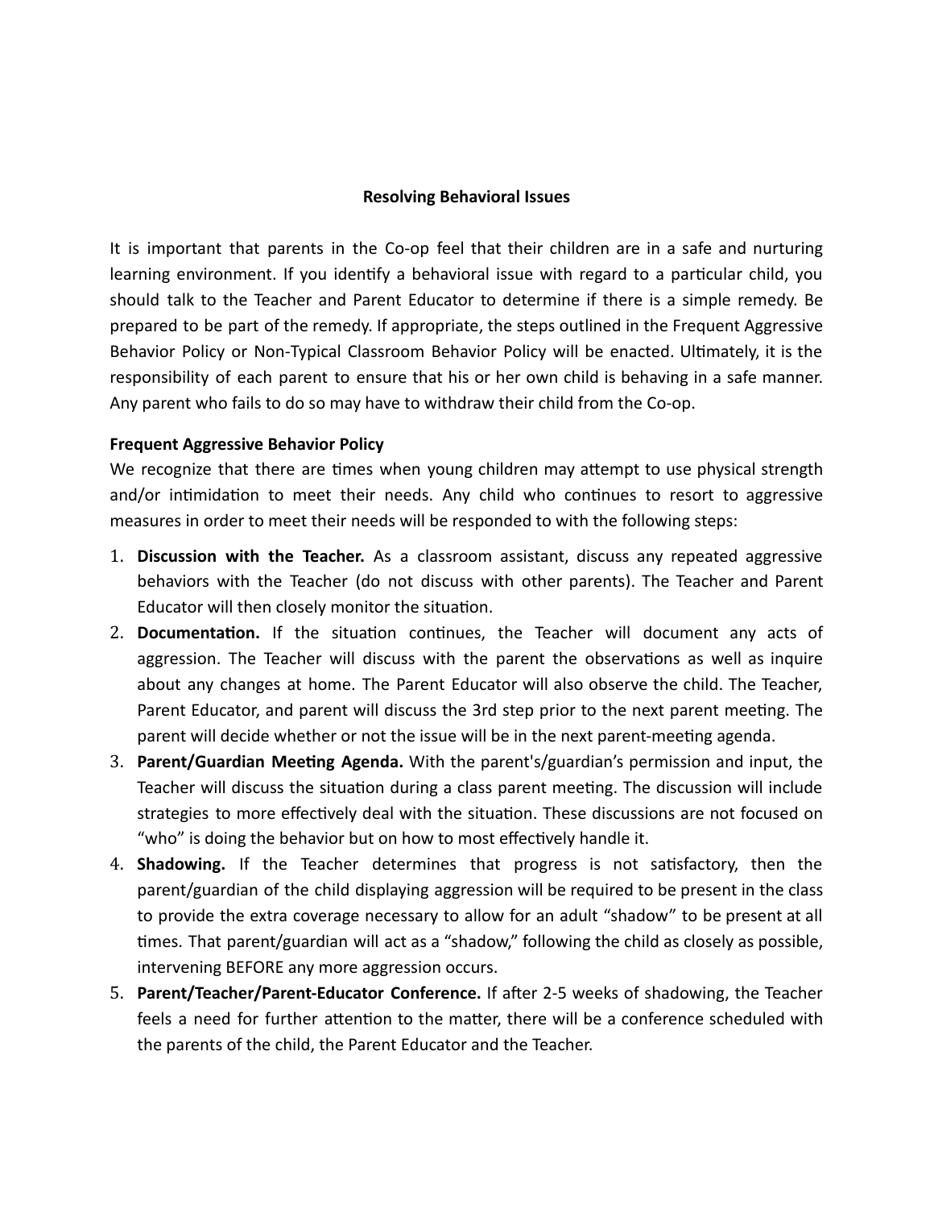## Resolving Behavioral Issues

It is important that parents in the Co-op feel that their children are in a safe and nurturing learning environment. If you identify a behavioral issue with regard to a particular child, you should talk to the Teacher and Parent Educator to determine if there is a simple remedy. Be prepared to be part of the remedy. If appropriate, the steps outlined in the Frequent Aggressive Behavior Policy or Non-Typical Classroom Behavior Policy will be enacted. Ultimately, it is the responsibility of each parent to ensure that his or her own child is behaving in a safe manner. Any parent who fails to do so may have to withdraw their child from the Co-op.

### Frequent Aggressive Behavior Policy

We recognize that there are times when young children may attempt to use physical strength and/or intimidation to meet their needs. Any child who continues to resort to aggressive measures in order to meet their needs will be responded to with the following steps:

1. **Discussion with the Teacher.** As a classroom assistant, discuss any repeated aggressive behaviors with the Teacher (do not discuss with other parents). The Teacher and Parent Educator will then closely monitor the situation.
2. **Documentation.** If the situation continues, the Teacher will document any acts of aggression. The Teacher will discuss with the parent the observations as well as inquire about any changes at home. The Parent Educator will also observe the child. The Teacher, Parent Educator, and parent will discuss the 3rd step prior to the next parent meeting. The parent will decide whether or not the issue will be in the next parent-meeting agenda.
3. **Parent/Guardian Meeting Agenda.** With the parent's/guardian's permission and input, the Teacher will discuss the situation during a class parent meeting. The discussion will include strategies to more effectively deal with the situation. These discussions are not focused on "who" is doing the behavior but on how to most effectively handle it.
4. **Shadowing.** If the Teacher determines that progress is not satisfactory, then the parent/guardian of the child displaying aggression will be required to be present in the class to provide the extra coverage necessary to allow for an adult "shadow" to be present at all times. That parent/guardian will act as a "shadow," following the child as closely as possible, intervening BEFORE any more aggression occurs.
5. **Parent/Teacher/Parent-Educator Conference.** If after 2-5 weeks of shadowing, the Teacher feels a need for further attention to the matter, there will be a conference scheduled with the parents of the child, the Parent Educator and the Teacher.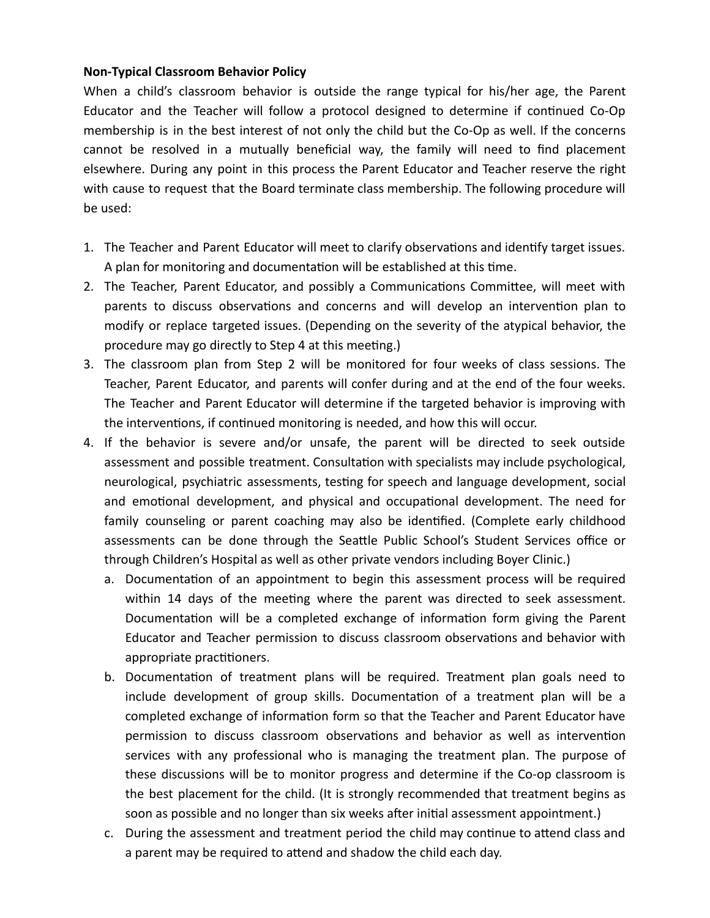**Non-Typical Classroom Behavior Policy**

When a child's classroom behavior is outside the range typical for his/her age, the Parent Educator and the Teacher will follow a protocol designed to determine if continued Co-Op membership is in the best interest of not only the child but the Co-Op as well. If the concerns cannot be resolved in a mutually beneficial way, the family will need to find placement elsewhere. During any point in this process the Parent Educator and Teacher reserve the right with cause to request that the Board terminate class membership. The following procedure will be used:

1. The Teacher and Parent Educator will meet to clarify observations and identify target issues. A plan for monitoring and documentation will be established at this time.
2. The Teacher, Parent Educator, and possibly a Communications Committee, will meet with parents to discuss observations and concerns and will develop an intervention plan to modify or replace targeted issues. (Depending on the severity of the atypical behavior, the procedure may go directly to Step 4 at this meeting.)
3. The classroom plan from Step 2 will be monitored for four weeks of class sessions. The Teacher, Parent Educator, and parents will confer during and at the end of the four weeks. The Teacher and Parent Educator will determine if the targeted behavior is improving with the interventions, if continued monitoring is needed, and how this will occur.
4. If the behavior is severe and/or unsafe, the parent will be directed to seek outside assessment and possible treatment. Consultation with specialists may include psychological, neurological, psychiatric assessments, testing for speech and language development, social and emotional development, and physical and occupational development. The need for family counseling or parent coaching may also be identified. (Complete early childhood assessments can be done through the Seattle Public School's Student Services office or through Children's Hospital as well as other private vendors including Boyer Clinic.)
   a. Documentation of an appointment to begin this assessment process will be required within 14 days of the meeting where the parent was directed to seek assessment. Documentation will be a completed exchange of information form giving the Parent Educator and Teacher permission to discuss classroom observations and behavior with appropriate practitioners.
   b. Documentation of treatment plans will be required. Treatment plan goals need to include development of group skills. Documentation of a treatment plan will be a completed exchange of information form so that the Teacher and Parent Educator have permission to discuss classroom observations and behavior as well as intervention services with any professional who is managing the treatment plan. The purpose of these discussions will be to monitor progress and determine if the Co-op classroom is the best placement for the child. (It is strongly recommended that treatment begins as soon as possible and no longer than six weeks after initial assessment appointment.)
   c. During the assessment and treatment period the child may continue to attend class and a parent may be required to attend and shadow the child each day.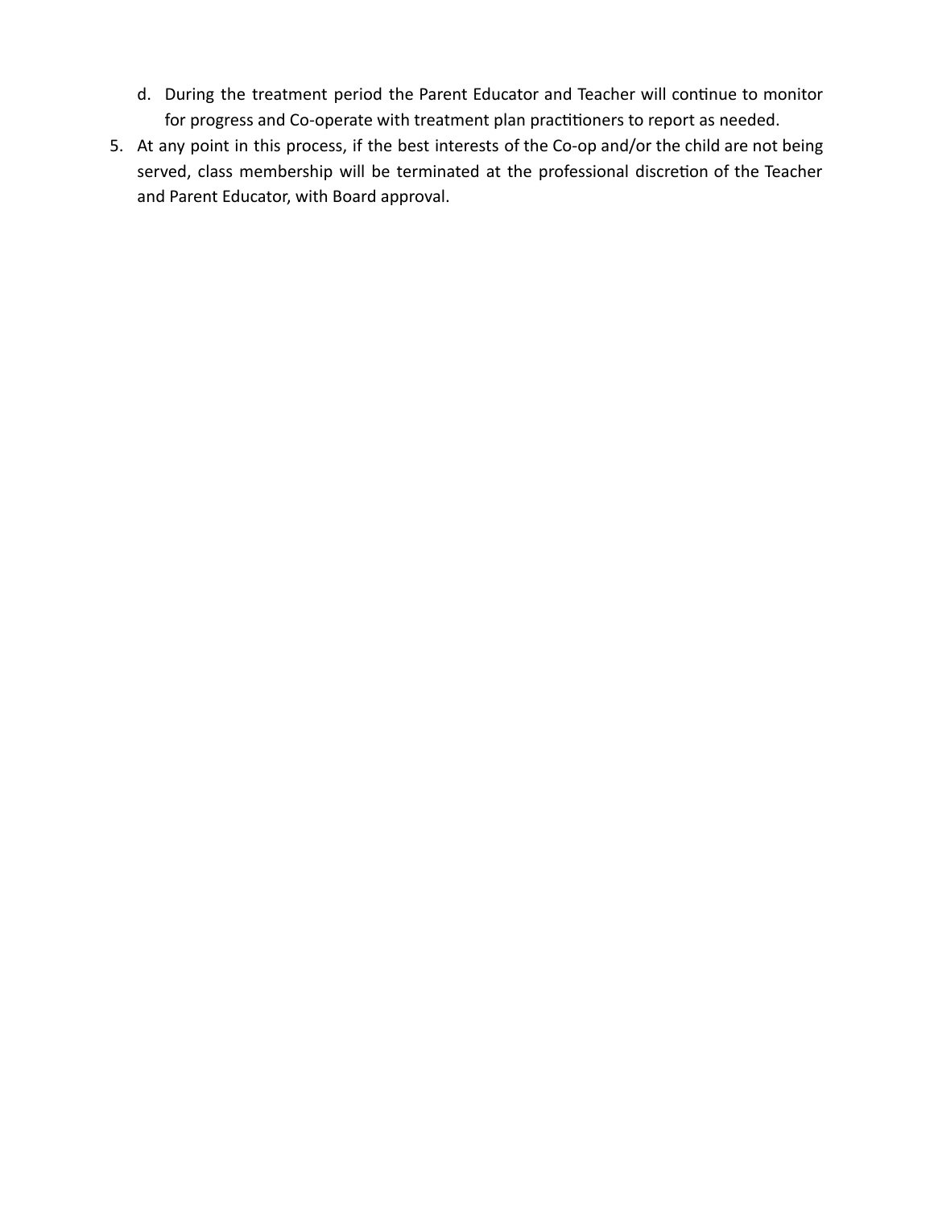d. During the treatment period the Parent Educator and Teacher will continue to monitor for progress and Co-operate with treatment plan practitioners to report as needed.

5. At any point in this process, if the best interests of the Co-op and/or the child are not being served, class membership will be terminated at the professional discretion of the Teacher and Parent Educator, with Board approval.